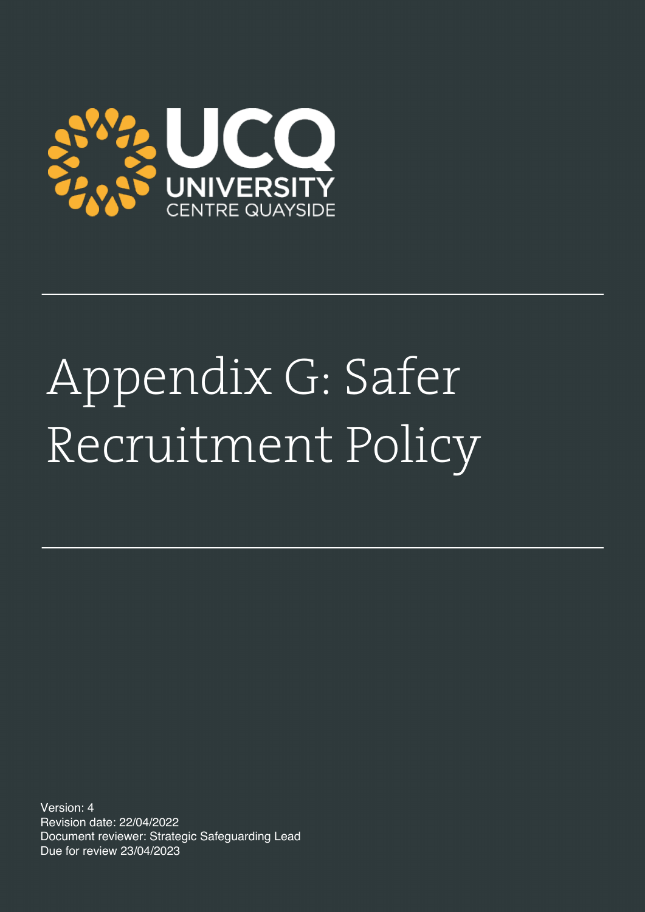UCQ

UNIVERSITY

CENTRE QUAYSIDE

# Appendix G: Safer Recruitment Policy

Version: 4

Revision date: 22/04/2022

Document reviewer: Strategic Safeguarding Lead

Due for review 23/04/2023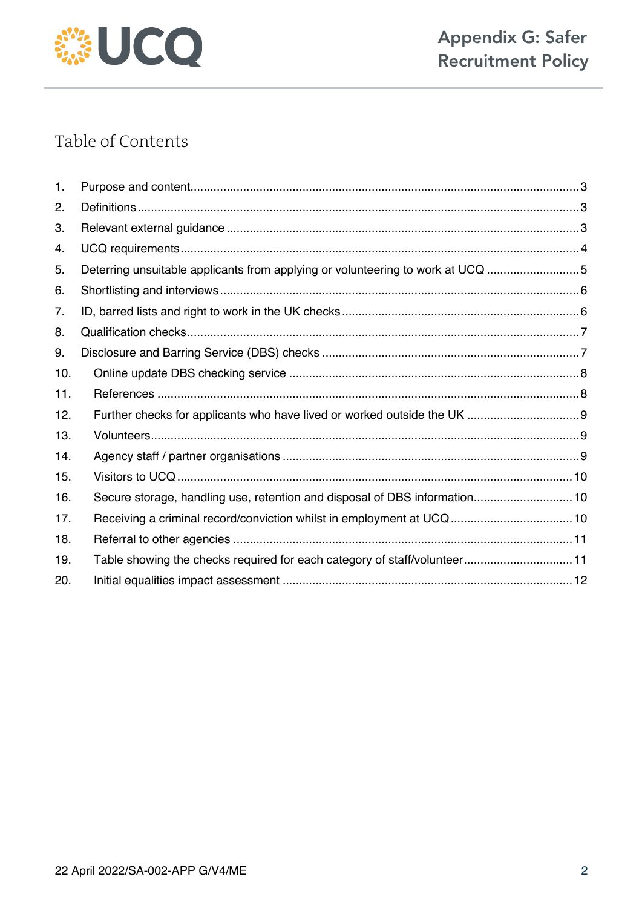# Table of Contents

1. Purpose and content....3
2. Definitions....3
3. Relevant external guidance....3
4. UCQ requirements....4
5. Deterring unsuitable applicants from applying or volunteering to work at UCQ....5
6. Shortlisting and interviews....6
7. ID, barred lists and right to work in the UK checks....6
8. Qualification checks....7
9. Disclosure and Barring Service (DBS) checks....7
10. Online update DBS checking service....8
11. References....8
12. Further checks for applicants who have lived or worked outside the UK....9
13. Volunteers....9
14. Agency staff / partner organisations....9
15. Visitors to UCQ....10
16. Secure storage, handling use, retention and disposal of DBS information....10
17. Receiving a criminal record/conviction whilst in employment at UCQ....10
18. Referral to other agencies....11
19. Table showing the checks required for each category of staff/volunteer....11
20. Initial equalities impact assessment....12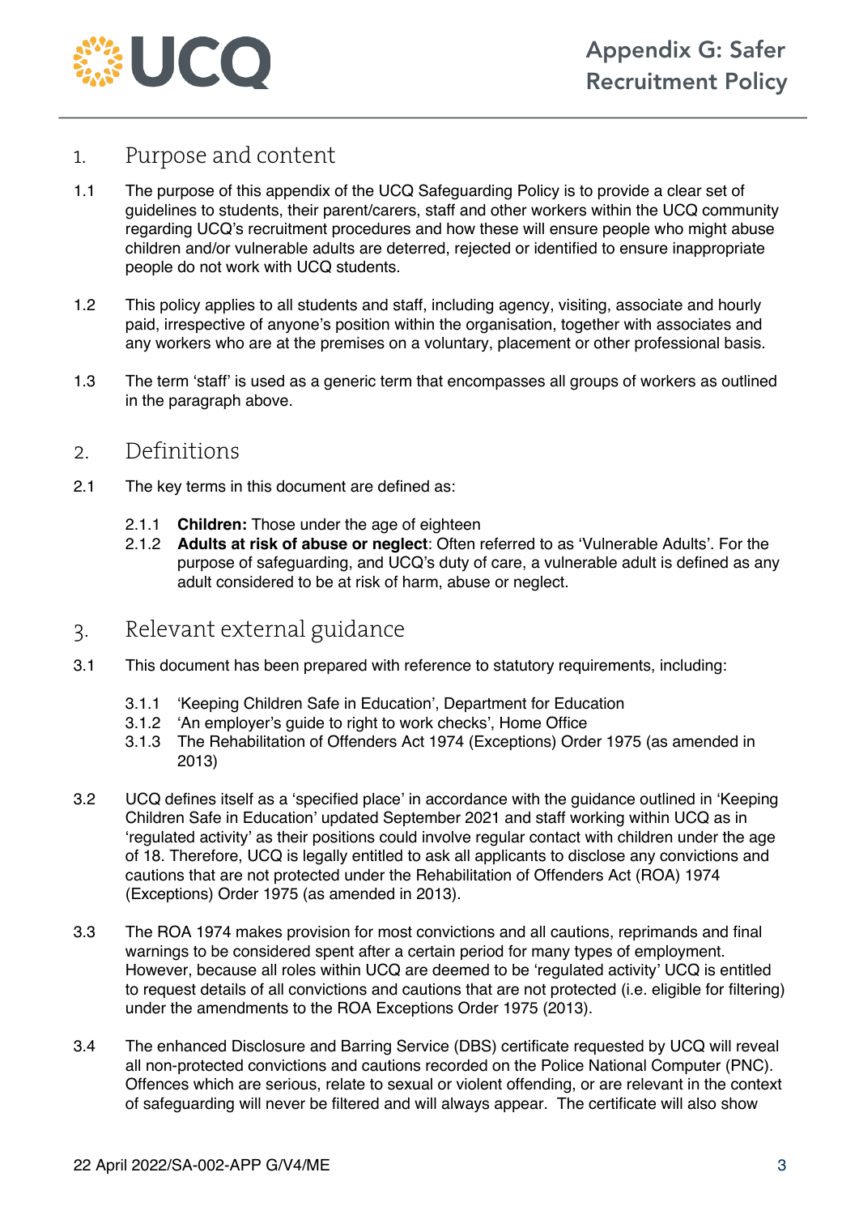# Appendix G: Safer Recruitment Policy

## 1. Purpose and content

1.1 The purpose of this appendix of the UCQ Safeguarding Policy is to provide a clear set of guidelines to students, their parent/carers, staff and other workers within the UCQ community regarding UCQ's recruitment procedures and how these will ensure people who might abuse children and/or vulnerable adults are deterred, rejected or identified to ensure inappropriate people do not work with UCQ students.

1.2 This policy applies to all students and staff, including agency, visiting, associate and hourly paid, irrespective of anyone's position within the organisation, together with associates and any workers who are at the premises on a voluntary, placement or other professional basis.

1.3 The term 'staff' is used as a generic term that encompasses all groups of workers as outlined in the paragraph above.

## 2. Definitions

2.1 The key terms in this document are defined as:

2.1.1 **Children:** Those under the age of eighteen

2.1.2 **Adults at risk of abuse or neglect**: Often referred to as 'Vulnerable Adults'. For the purpose of safeguarding, and UCQ's duty of care, a vulnerable adult is defined as any adult considered to be at risk of harm, abuse or neglect.

## 3. Relevant external guidance

3.1 This document has been prepared with reference to statutory requirements, including:

3.1.1 'Keeping Children Safe in Education', Department for Education

3.1.2 'An employer's guide to right to work checks', Home Office

3.1.3 The Rehabilitation of Offenders Act 1974 (Exceptions) Order 1975 (as amended in 2013)

3.2 UCQ defines itself as a 'specified place' in accordance with the guidance outlined in 'Keeping Children Safe in Education' updated September 2021 and staff working within UCQ as in 'regulated activity' as their positions could involve regular contact with children under the age of 18. Therefore, UCQ is legally entitled to ask all applicants to disclose any convictions and cautions that are not protected under the Rehabilitation of Offenders Act (ROA) 1974 (Exceptions) Order 1975 (as amended in 2013).

3.3 The ROA 1974 makes provision for most convictions and all cautions, reprimands and final warnings to be considered spent after a certain period for many types of employment. However, because all roles within UCQ are deemed to be 'regulated activity' UCQ is entitled to request details of all convictions and cautions that are not protected (i.e. eligible for filtering) under the amendments to the ROA Exceptions Order 1975 (2013).

3.4 The enhanced Disclosure and Barring Service (DBS) certificate requested by UCQ will reveal all non-protected convictions and cautions recorded on the Police National Computer (PNC). Offences which are serious, relate to sexual or violent offending, or are relevant in the context of safeguarding will never be filtered and will always appear. The certificate will also show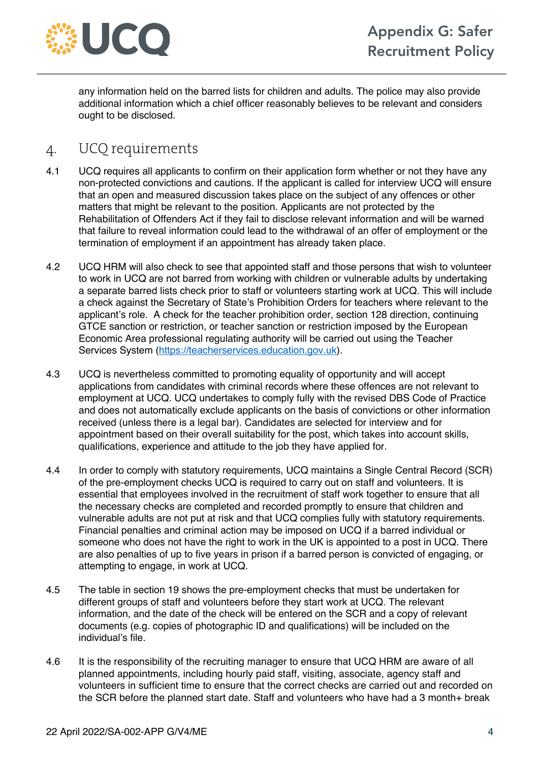any information held on the barred lists for children and adults. The police may also provide additional information which a chief officer reasonably believes to be relevant and considers ought to be disclosed.

## 4. UCQ requirements

4.1 UCQ requires all applicants to confirm on their application form whether or not they have any non-protected convictions and cautions. If the applicant is called for interview UCQ will ensure that an open and measured discussion takes place on the subject of any offences or other matters that might be relevant to the position. Applicants are not protected by the Rehabilitation of Offenders Act if they fail to disclose relevant information and will be warned that failure to reveal information could lead to the withdrawal of an offer of employment or the termination of employment if an appointment has already taken place.

4.2 UCQ HRM will also check to see that appointed staff and those persons that wish to volunteer to work in UCQ are not barred from working with children or vulnerable adults by undertaking a separate barred lists check prior to staff or volunteers starting work at UCQ. This will include a check against the Secretary of State's Prohibition Orders for teachers where relevant to the applicant's role. A check for the teacher prohibition order, section 128 direction, continuing GTCE sanction or restriction, or teacher sanction or restriction imposed by the European Economic Area professional regulating authority will be carried out using the Teacher Services System (https://teacherservices.education.gov.uk).

4.3 UCQ is nevertheless committed to promoting equality of opportunity and will accept applications from candidates with criminal records where these offences are not relevant to employment at UCQ. UCQ undertakes to comply fully with the revised DBS Code of Practice and does not automatically exclude applicants on the basis of convictions or other information received (unless there is a legal bar). Candidates are selected for interview and for appointment based on their overall suitability for the post, which takes into account skills, qualifications, experience and attitude to the job they have applied for.

4.4 In order to comply with statutory requirements, UCQ maintains a Single Central Record (SCR) of the pre-employment checks UCQ is required to carry out on staff and volunteers. It is essential that employees involved in the recruitment of staff work together to ensure that all the necessary checks are completed and recorded promptly to ensure that children and vulnerable adults are not put at risk and that UCQ complies fully with statutory requirements. Financial penalties and criminal action may be imposed on UCQ if a barred individual or someone who does not have the right to work in the UK is appointed to a post in UCQ. There are also penalties of up to five years in prison if a barred person is convicted of engaging, or attempting to engage, in work at UCQ.

4.5 The table in section 19 shows the pre-employment checks that must be undertaken for different groups of staff and volunteers before they start work at UCQ. The relevant information, and the date of the check will be entered on the SCR and a copy of relevant documents (e.g. copies of photographic ID and qualifications) will be included on the individual's file.

4.6 It is the responsibility of the recruiting manager to ensure that UCQ HRM are aware of all planned appointments, including hourly paid staff, visiting, associate, agency staff and volunteers in sufficient time to ensure that the correct checks are carried out and recorded on the SCR before the planned start date. Staff and volunteers who have had a 3 month+ break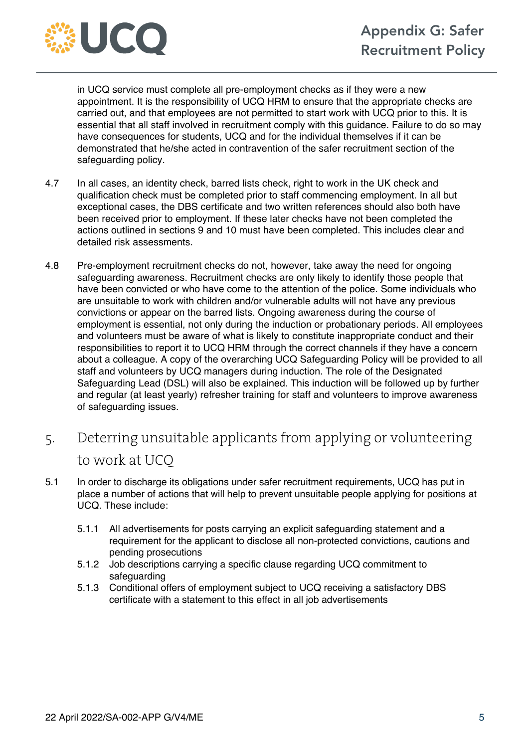in UCQ service must complete all pre-employment checks as if they were a new appointment. It is the responsibility of UCQ HRM to ensure that the appropriate checks are carried out, and that employees are not permitted to start work with UCQ prior to this. It is essential that all staff involved in recruitment comply with this guidance. Failure to do so may have consequences for students, UCQ and for the individual themselves if it can be demonstrated that he/she acted in contravention of the safer recruitment section of the safeguarding policy.

4.7 In all cases, an identity check, barred lists check, right to work in the UK check and qualification check must be completed prior to staff commencing employment. In all but exceptional cases, the DBS certificate and two written references should also both have been received prior to employment. If these later checks have not been completed the actions outlined in sections 9 and 10 must have been completed. This includes clear and detailed risk assessments.

4.8 Pre-employment recruitment checks do not, however, take away the need for ongoing safeguarding awareness. Recruitment checks are only likely to identify those people that have been convicted or who have come to the attention of the police. Some individuals who are unsuitable to work with children and/or vulnerable adults will not have any previous convictions or appear on the barred lists. Ongoing awareness during the course of employment is essential, not only during the induction or probationary periods. All employees and volunteers must be aware of what is likely to constitute inappropriate conduct and their responsibilities to report it to UCQ HRM through the correct channels if they have a concern about a colleague. A copy of the overarching UCQ Safeguarding Policy will be provided to all staff and volunteers by UCQ managers during induction. The role of the Designated Safeguarding Lead (DSL) will also be explained. This induction will be followed up by further and regular (at least yearly) refresher training for staff and volunteers to improve awareness of safeguarding issues.

## 5. Deterring unsuitable applicants from applying or volunteering to work at UCQ

5.1 In order to discharge its obligations under safer recruitment requirements, UCQ has put in place a number of actions that will help to prevent unsuitable people applying for positions at UCQ. These include:

- 5.1.1 All advertisements for posts carrying an explicit safeguarding statement and a requirement for the applicant to disclose all non-protected convictions, cautions and pending prosecutions
- 5.1.2 Job descriptions carrying a specific clause regarding UCQ commitment to safeguarding
- 5.1.3 Conditional offers of employment subject to UCQ receiving a satisfactory DBS certificate with a statement to this effect in all job advertisements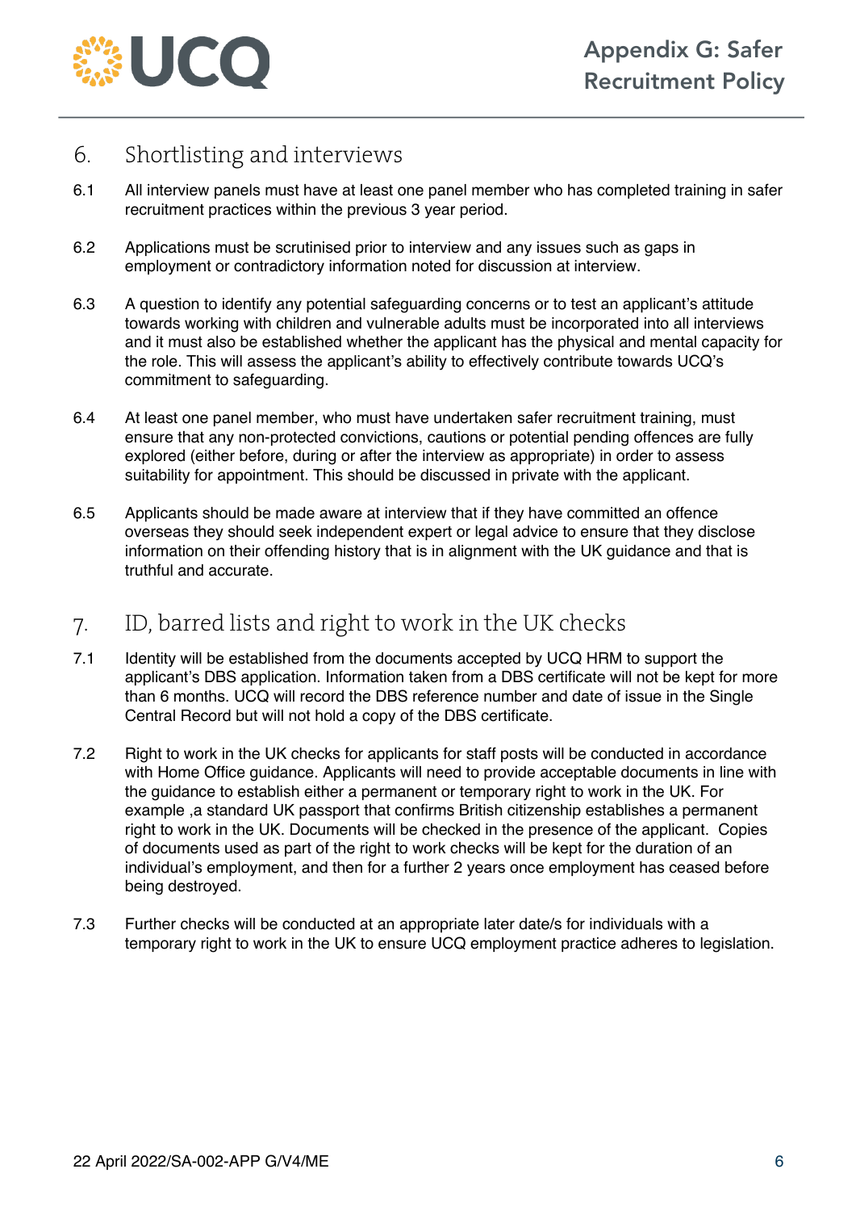## 6. Shortlisting and interviews

6.1 All interview panels must have at least one panel member who has completed training in safer recruitment practices within the previous 3 year period.

6.2 Applications must be scrutinised prior to interview and any issues such as gaps in employment or contradictory information noted for discussion at interview.

6.3 A question to identify any potential safeguarding concerns or to test an applicant's attitude towards working with children and vulnerable adults must be incorporated into all interviews and it must also be established whether the applicant has the physical and mental capacity for the role. This will assess the applicant's ability to effectively contribute towards UCQ's commitment to safeguarding.

6.4 At least one panel member, who must have undertaken safer recruitment training, must ensure that any non-protected convictions, cautions or potential pending offences are fully explored (either before, during or after the interview as appropriate) in order to assess suitability for appointment. This should be discussed in private with the applicant.

6.5 Applicants should be made aware at interview that if they have committed an offence overseas they should seek independent expert or legal advice to ensure that they disclose information on their offending history that is in alignment with the UK guidance and that is truthful and accurate.

## 7. ID, barred lists and right to work in the UK checks

7.1 Identity will be established from the documents accepted by UCQ HRM to support the applicant's DBS application. Information taken from a DBS certificate will not be kept for more than 6 months. UCQ will record the DBS reference number and date of issue in the Single Central Record but will not hold a copy of the DBS certificate.

7.2 Right to work in the UK checks for applicants for staff posts will be conducted in accordance with Home Office guidance. Applicants will need to provide acceptable documents in line with the guidance to establish either a permanent or temporary right to work in the UK. For example ,a standard UK passport that confirms British citizenship establishes a permanent right to work in the UK. Documents will be checked in the presence of the applicant. Copies of documents used as part of the right to work checks will be kept for the duration of an individual's employment, and then for a further 2 years once employment has ceased before being destroyed.

7.3 Further checks will be conducted at an appropriate later date/s for individuals with a temporary right to work in the UK to ensure UCQ employment practice adheres to legislation.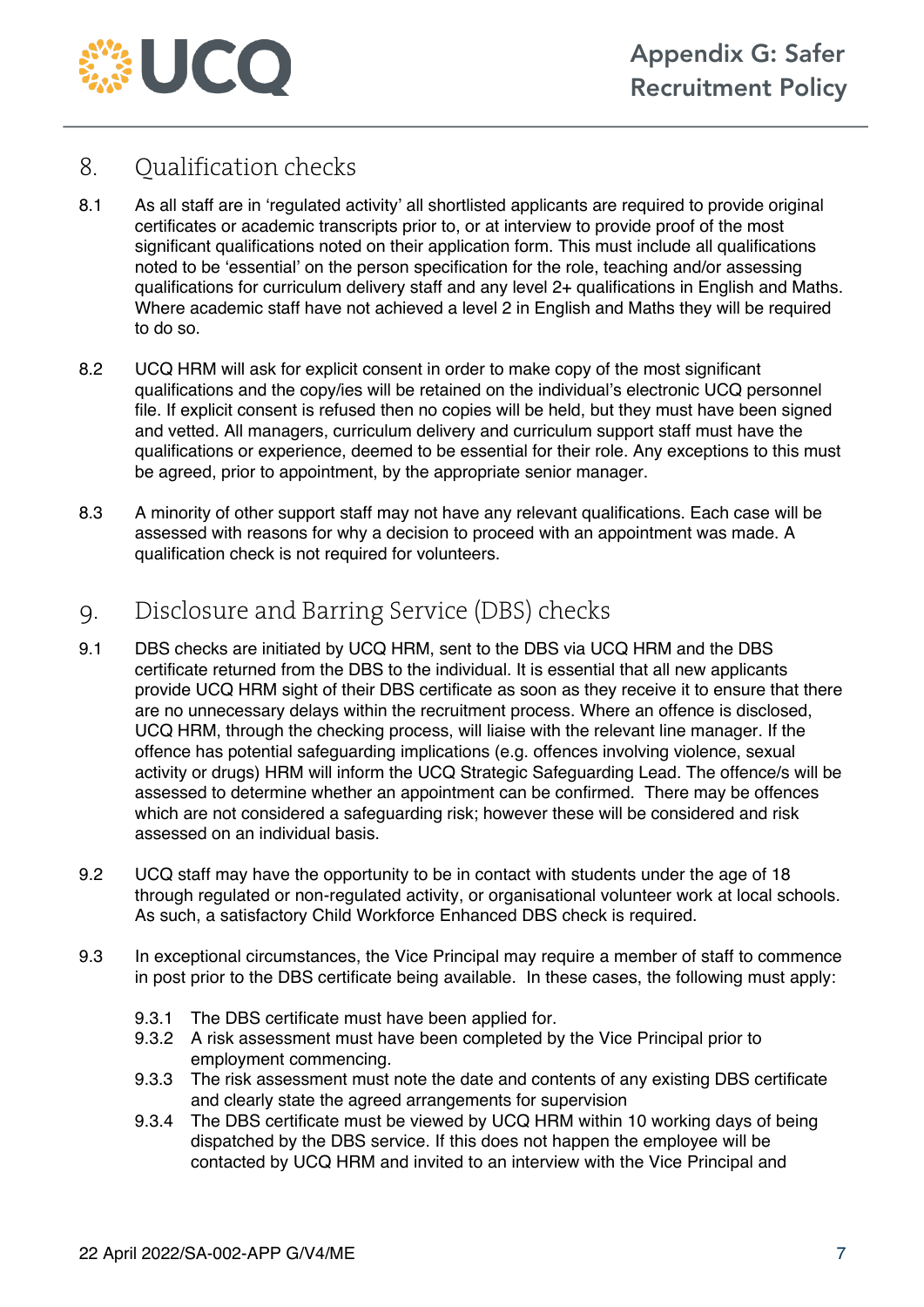## 8. Qualification checks

8.1 As all staff are in 'regulated activity' all shortlisted applicants are required to provide original certificates or academic transcripts prior to, or at interview to provide proof of the most significant qualifications noted on their application form. This must include all qualifications noted to be 'essential' on the person specification for the role, teaching and/or assessing qualifications for curriculum delivery staff and any level 2+ qualifications in English and Maths. Where academic staff have not achieved a level 2 in English and Maths they will be required to do so.

8.2 UCQ HRM will ask for explicit consent in order to make copy of the most significant qualifications and the copy/ies will be retained on the individual's electronic UCQ personnel file. If explicit consent is refused then no copies will be held, but they must have been signed and vetted. All managers, curriculum delivery and curriculum support staff must have the qualifications or experience, deemed to be essential for their role. Any exceptions to this must be agreed, prior to appointment, by the appropriate senior manager.

8.3 A minority of other support staff may not have any relevant qualifications. Each case will be assessed with reasons for why a decision to proceed with an appointment was made. A qualification check is not required for volunteers.

## 9. Disclosure and Barring Service (DBS) checks

9.1 DBS checks are initiated by UCQ HRM, sent to the DBS via UCQ HRM and the DBS certificate returned from the DBS to the individual. It is essential that all new applicants provide UCQ HRM sight of their DBS certificate as soon as they receive it to ensure that there are no unnecessary delays within the recruitment process. Where an offence is disclosed, UCQ HRM, through the checking process, will liaise with the relevant line manager. If the offence has potential safeguarding implications (e.g. offences involving violence, sexual activity or drugs) HRM will inform the UCQ Strategic Safeguarding Lead. The offence/s will be assessed to determine whether an appointment can be confirmed. There may be offences which are not considered a safeguarding risk; however these will be considered and risk assessed on an individual basis.

9.2 UCQ staff may have the opportunity to be in contact with students under the age of 18 through regulated or non-regulated activity, or organisational volunteer work at local schools. As such, a satisfactory Child Workforce Enhanced DBS check is required.

9.3 In exceptional circumstances, the Vice Principal may require a member of staff to commence in post prior to the DBS certificate being available. In these cases, the following must apply:

- 9.3.1 The DBS certificate must have been applied for.
- 9.3.2 A risk assessment must have been completed by the Vice Principal prior to employment commencing.
- 9.3.3 The risk assessment must note the date and contents of any existing DBS certificate and clearly state the agreed arrangements for supervision
- 9.3.4 The DBS certificate must be viewed by UCQ HRM within 10 working days of being dispatched by the DBS service. If this does not happen the employee will be contacted by UCQ HRM and invited to an interview with the Vice Principal and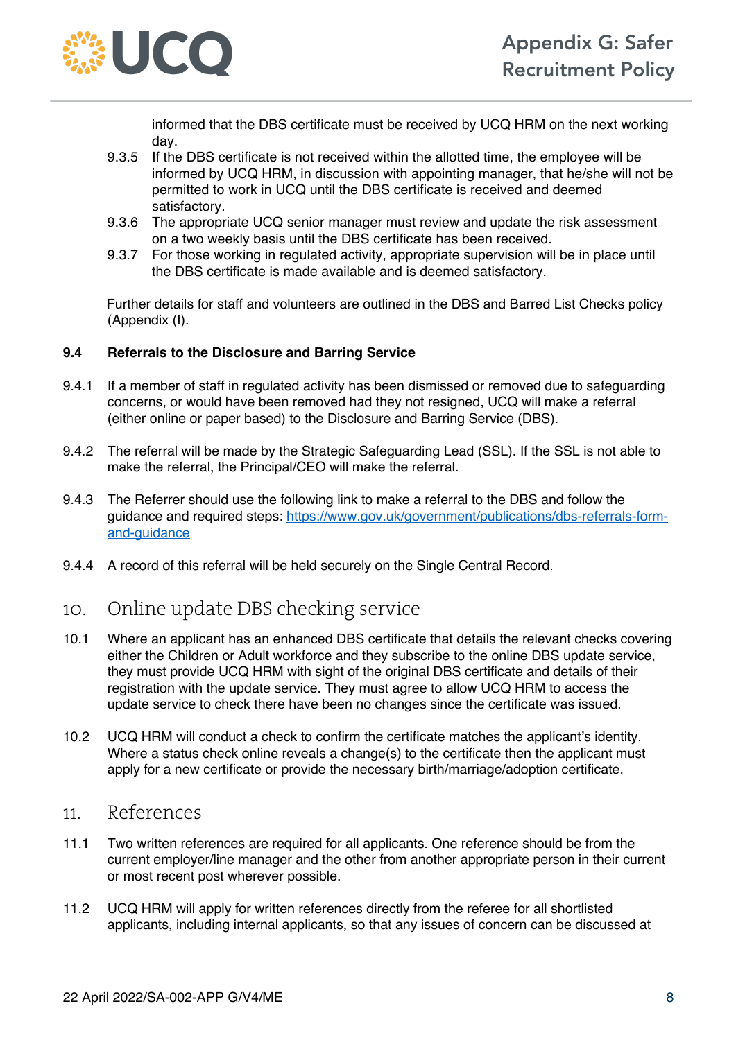informed that the DBS certificate must be received by UCQ HRM on the next working day.

9.3.5 If the DBS certificate is not received within the allotted time, the employee will be informed by UCQ HRM, in discussion with appointing manager, that he/she will not be permitted to work in UCQ until the DBS certificate is received and deemed satisfactory.

9.3.6 The appropriate UCQ senior manager must review and update the risk assessment on a two weekly basis until the DBS certificate has been received.

9.3.7 For those working in regulated activity, appropriate supervision will be in place until the DBS certificate is made available and is deemed satisfactory.

Further details for staff and volunteers are outlined in the DBS and Barred List Checks policy (Appendix (I).

### 9.4 Referrals to the Disclosure and Barring Service

9.4.1 If a member of staff in regulated activity has been dismissed or removed due to safeguarding concerns, or would have been removed had they not resigned, UCQ will make a referral (either online or paper based) to the Disclosure and Barring Service (DBS).

9.4.2 The referral will be made by the Strategic Safeguarding Lead (SSL). If the SSL is not able to make the referral, the Principal/CEO will make the referral.

9.4.3 The Referrer should use the following link to make a referral to the DBS and follow the guidance and required steps: [https://www.gov.uk/government/publications/dbs-referrals-form-and-guidance](https://www.gov.uk/government/publications/dbs-referrals-form-and-guidance)

9.4.4 A record of this referral will be held securely on the Single Central Record.

## 10. Online update DBS checking service

10.1 Where an applicant has an enhanced DBS certificate that details the relevant checks covering either the Children or Adult workforce and they subscribe to the online DBS update service, they must provide UCQ HRM with sight of the original DBS certificate and details of their registration with the update service. They must agree to allow UCQ HRM to access the update service to check there have been no changes since the certificate was issued.

10.2 UCQ HRM will conduct a check to confirm the certificate matches the applicant's identity. Where a status check online reveals a change(s) to the certificate then the applicant must apply for a new certificate or provide the necessary birth/marriage/adoption certificate.

## 11. References

11.1 Two written references are required for all applicants. One reference should be from the current employer/line manager and the other from another appropriate person in their current or most recent post wherever possible.

11.2 UCQ HRM will apply for written references directly from the referee for all shortlisted applicants, including internal applicants, so that any issues of concern can be discussed at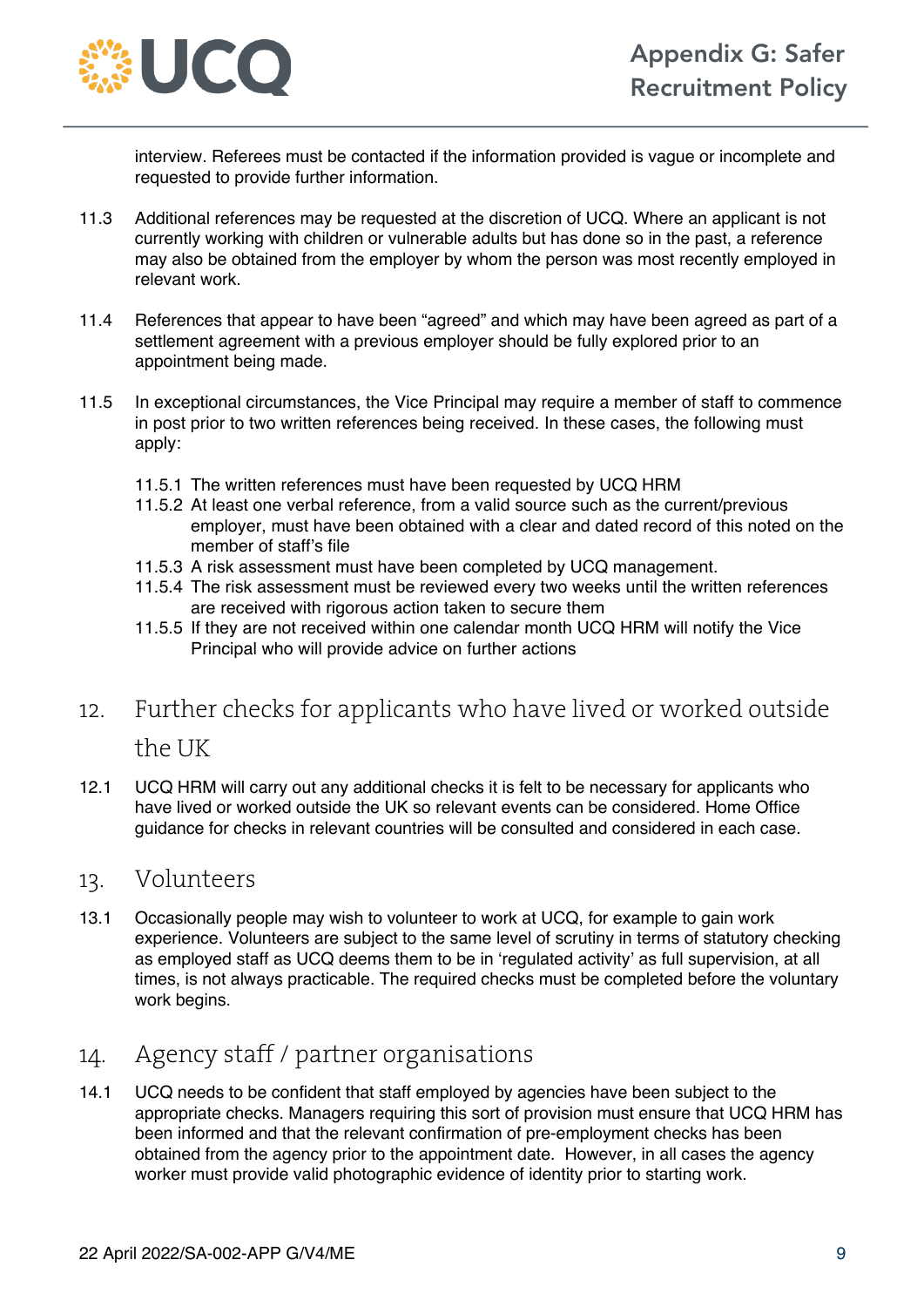interview. Referees must be contacted if the information provided is vague or incomplete and requested to provide further information.

11.3 Additional references may be requested at the discretion of UCQ. Where an applicant is not currently working with children or vulnerable adults but has done so in the past, a reference may also be obtained from the employer by whom the person was most recently employed in relevant work.

11.4 References that appear to have been "agreed" and which may have been agreed as part of a settlement agreement with a previous employer should be fully explored prior to an appointment being made.

11.5 In exceptional circumstances, the Vice Principal may require a member of staff to commence in post prior to two written references being received. In these cases, the following must apply:

- 11.5.1 The written references must have been requested by UCQ HRM
- 11.5.2 At least one verbal reference, from a valid source such as the current/previous employer, must have been obtained with a clear and dated record of this noted on the member of staff's file
- 11.5.3 A risk assessment must have been completed by UCQ management.
- 11.5.4 The risk assessment must be reviewed every two weeks until the written references are received with rigorous action taken to secure them
- 11.5.5 If they are not received within one calendar month UCQ HRM will notify the Vice Principal who will provide advice on further actions

## 12. Further checks for applicants who have lived or worked outside the UK

12.1 UCQ HRM will carry out any additional checks it is felt to be necessary for applicants who have lived or worked outside the UK so relevant events can be considered. Home Office guidance for checks in relevant countries will be consulted and considered in each case.

## 13. Volunteers

13.1 Occasionally people may wish to volunteer to work at UCQ, for example to gain work experience. Volunteers are subject to the same level of scrutiny in terms of statutory checking as employed staff as UCQ deems them to be in 'regulated activity' as full supervision, at all times, is not always practicable. The required checks must be completed before the voluntary work begins.

## 14. Agency staff / partner organisations

14.1 UCQ needs to be confident that staff employed by agencies have been subject to the appropriate checks. Managers requiring this sort of provision must ensure that UCQ HRM has been informed and that the relevant confirmation of pre-employment checks has been obtained from the agency prior to the appointment date. However, in all cases the agency worker must provide valid photographic evidence of identity prior to starting work.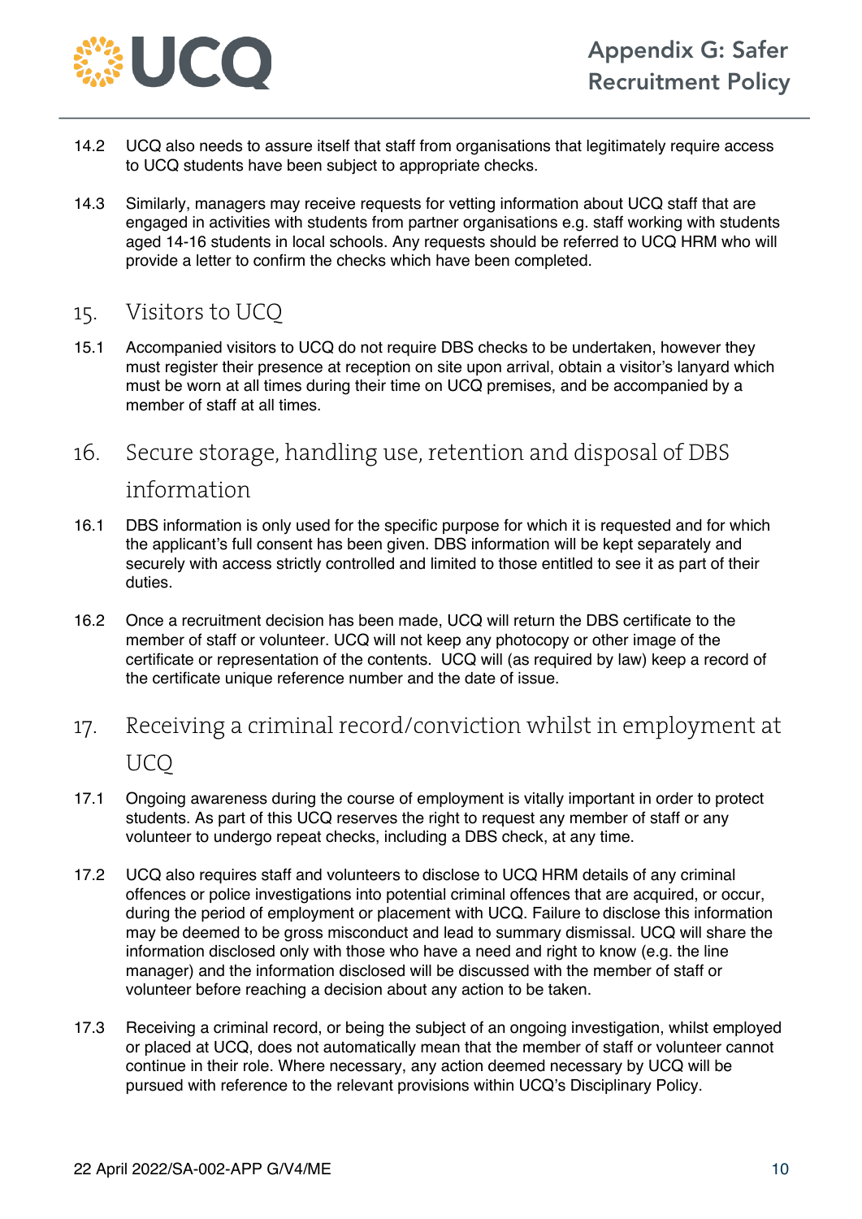14.2 UCQ also needs to assure itself that staff from organisations that legitimately require access to UCQ students have been subject to appropriate checks.

14.3 Similarly, managers may receive requests for vetting information about UCQ staff that are engaged in activities with students from partner organisations e.g. staff working with students aged 14-16 students in local schools. Any requests should be referred to UCQ HRM who will provide a letter to confirm the checks which have been completed.

## 15. Visitors to UCQ

15.1 Accompanied visitors to UCQ do not require DBS checks to be undertaken, however they must register their presence at reception on site upon arrival, obtain a visitor's lanyard which must be worn at all times during their time on UCQ premises, and be accompanied by a member of staff at all times.

## 16. Secure storage, handling use, retention and disposal of DBS information

16.1 DBS information is only used for the specific purpose for which it is requested and for which the applicant's full consent has been given. DBS information will be kept separately and securely with access strictly controlled and limited to those entitled to see it as part of their duties.

16.2 Once a recruitment decision has been made, UCQ will return the DBS certificate to the member of staff or volunteer. UCQ will not keep any photocopy or other image of the certificate or representation of the contents. UCQ will (as required by law) keep a record of the certificate unique reference number and the date of issue.

## 17. Receiving a criminal record/conviction whilst in employment at UCQ

17.1 Ongoing awareness during the course of employment is vitally important in order to protect students. As part of this UCQ reserves the right to request any member of staff or any volunteer to undergo repeat checks, including a DBS check, at any time.

17.2 UCQ also requires staff and volunteers to disclose to UCQ HRM details of any criminal offences or police investigations into potential criminal offences that are acquired, or occur, during the period of employment or placement with UCQ. Failure to disclose this information may be deemed to be gross misconduct and lead to summary dismissal. UCQ will share the information disclosed only with those who have a need and right to know (e.g. the line manager) and the information disclosed will be discussed with the member of staff or volunteer before reaching a decision about any action to be taken.

17.3 Receiving a criminal record, or being the subject of an ongoing investigation, whilst employed or placed at UCQ, does not automatically mean that the member of staff or volunteer cannot continue in their role. Where necessary, any action deemed necessary by UCQ will be pursued with reference to the relevant provisions within UCQ's Disciplinary Policy.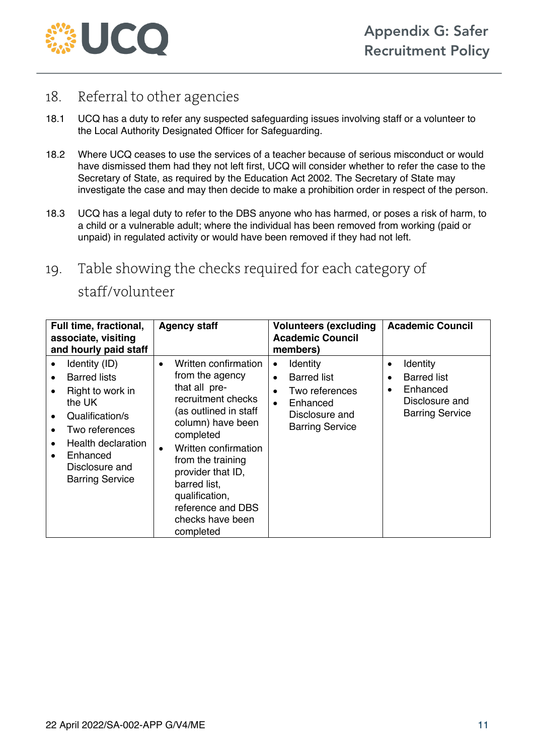## 18. Referral to other agencies

18.1 UCQ has a duty to refer any suspected safeguarding issues involving staff or a volunteer to the Local Authority Designated Officer for Safeguarding.

18.2 Where UCQ ceases to use the services of a teacher because of serious misconduct or would have dismissed them had they not left first, UCQ will consider whether to refer the case to the Secretary of State, as required by the Education Act 2002. The Secretary of State may investigate the case and may then decide to make a prohibition order in respect of the person.

18.3 UCQ has a legal duty to refer to the DBS anyone who has harmed, or poses a risk of harm, to a child or a vulnerable adult; where the individual has been removed from working (paid or unpaid) in regulated activity or would have been removed if they had not left.

## 19. Table showing the checks required for each category of staff/volunteer

| Full time, fractional, associate, visiting and hourly paid staff | Agency staff | Volunteers (excluding Academic Council members) | Academic Council |
|---|---|---|---|
| • Identity (ID)<br>• Barred lists<br>• Right to work in the UK<br>• Qualification/s<br>• Two references<br>• Health declaration<br>• Enhanced Disclosure and Barring Service | • Written confirmation from the agency that all pre-recruitment checks (as outlined in staff column) have been completed<br>• Written confirmation from the training provider that ID, barred list, qualification, reference and DBS checks have been completed | • Identity<br>• Barred list<br>• Two references<br>• Enhanced Disclosure and Barring Service | • Identity<br>• Barred list<br>• Enhanced Disclosure and Barring Service |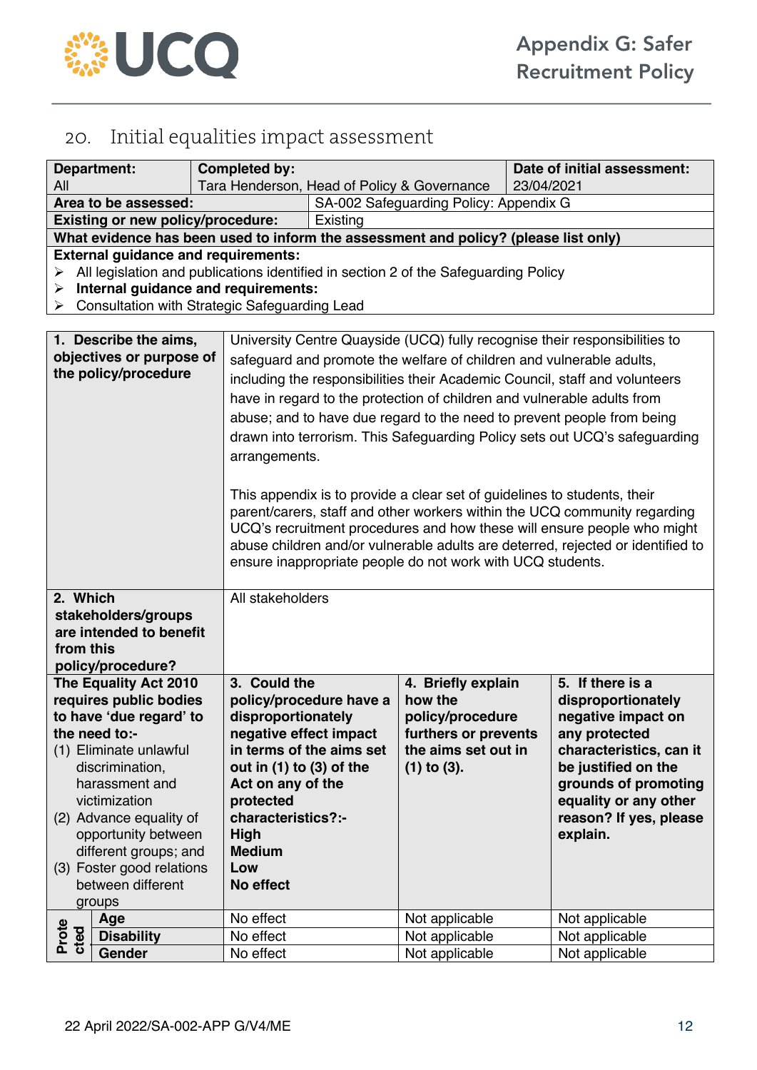## 20. Initial equalities impact assessment

| **Department:** All | **Completed by:** Tara Henderson, Head of Policy & Governance | | **Date of initial assessment:** 23/04/2021 |
|---|---|---|---|
| **Area to be assessed:** | | SA-002 Safeguarding Policy: Appendix G | |
| **Existing or new policy/procedure:** | | Existing | |
| **What evidence has been used to inform the assessment and policy? (please list only)** | | | |
| **External guidance and requirements:**<br>➢ All legislation and publications identified in section 2 of the Safeguarding Policy<br>➢ **Internal guidance and requirements:**<br>➢ Consultation with Strategic Safeguarding Lead | | | |

| **1. Describe the aims, objectives or purpose of the policy/procedure** | University Centre Quayside (UCQ) fully recognise their responsibilities to safeguard and promote the welfare of children and vulnerable adults, including the responsibilities their Academic Council, staff and volunteers have in regard to the protection of children and vulnerable adults from abuse; and to have due regard to the need to prevent people from being drawn into terrorism. This Safeguarding Policy sets out UCQ's safeguarding arrangements.<br><br>This appendix is to provide a clear set of guidelines to students, their parent/carers, staff and other workers within the UCQ community regarding UCQ's recruitment procedures and how these will ensure people who might abuse children and/or vulnerable adults are deterred, rejected or identified to ensure inappropriate people do not work with UCQ students. | | |
|---|---|---|---|
| **2. Which stakeholders/groups are intended to benefit from this policy/procedure?** | All stakeholders | | |
| **The Equality Act 2010 requires public bodies to have 'due regard' to the need to:-**<br>(1) Eliminate unlawful discrimination, harassment and victimization<br>(2) Advance equality of opportunity between different groups; and<br>(3) Foster good relations between different groups | **3. Could the policy/procedure have a disproportionately negative effect impact in terms of the aims set out in (1) to (3) of the Act on any of the protected characteristics?:-<br>High<br>Medium<br>Low<br>No effect** | **4. Briefly explain how the policy/procedure furthers or prevents the aims set out in (1) to (3).** | **5. If there is a disproportionately negative impact on any protected characteristics, can it be justified on the grounds of promoting equality or any other reason? If yes, please explain.** |
| **Protected: Age** | No effect | Not applicable | Not applicable |
| **Protected: Disability** | No effect | Not applicable | Not applicable |
| **Protected: Gender** | No effect | Not applicable | Not applicable |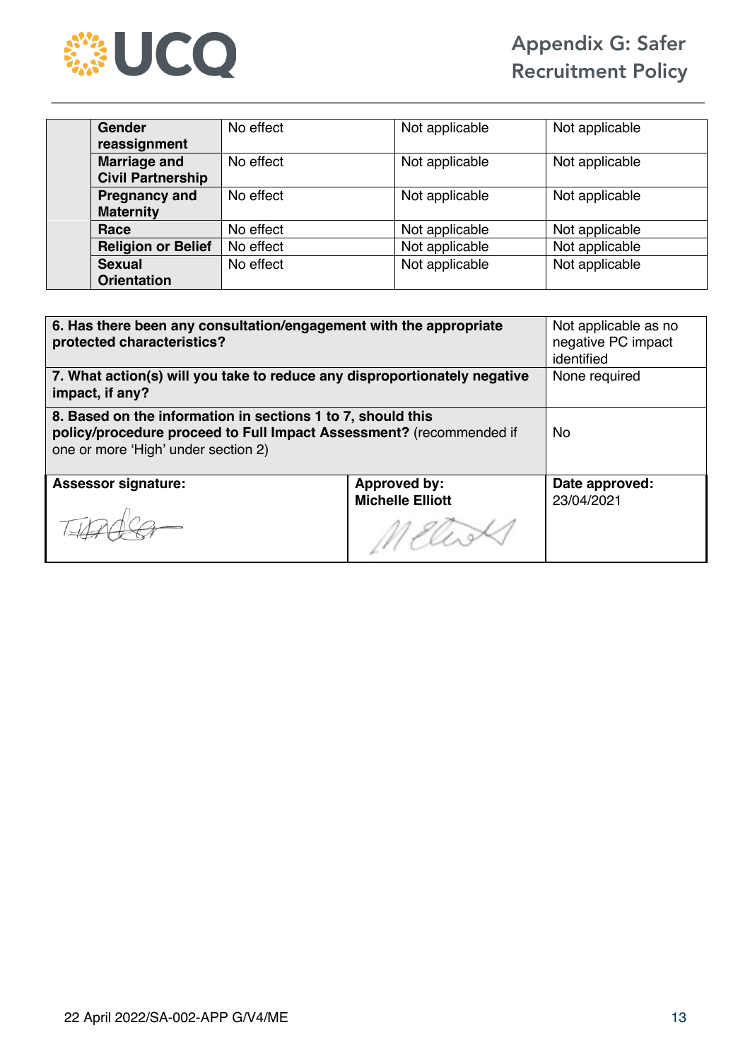| | | | | |
|---|---|---|---|---|
| | **Gender reassignment** | No effect | Not applicable | Not applicable |
| | **Marriage and Civil Partnership** | No effect | Not applicable | Not applicable |
| | **Pregnancy and Maternity** | No effect | Not applicable | Not applicable |
| | **Race** | No effect | Not applicable | Not applicable |
| | **Religion or Belief** | No effect | Not applicable | Not applicable |
| | **Sexual Orientation** | No effect | Not applicable | Not applicable |

| | | |
|---|---|---|
| **6. Has there been any consultation/engagement with the appropriate protected characteristics?** | | Not applicable as no negative PC impact identified |
| **7. What action(s) will you take to reduce any disproportionately negative impact, if any?** | | None required |
| **8. Based on the information in sections 1 to 7, should this policy/procedure proceed to Full Impact Assessment?** (recommended if one or more 'High' under section 2) | | No |
| **Assessor signature:** | **Approved by: Michelle Elliott** | **Date approved:** 23/04/2021 |

22 April 2022/SA-002-APP G/V4/ME